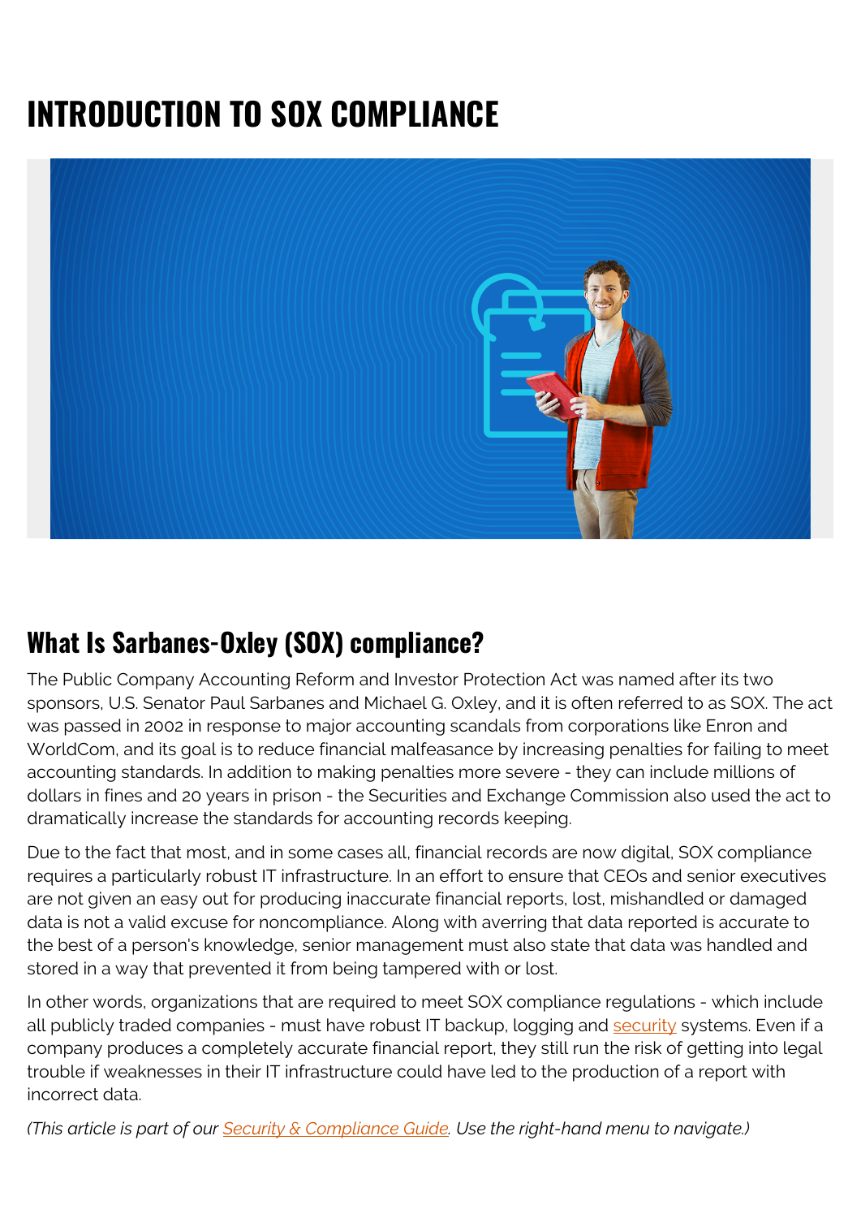# INTRODUCTION TO SOX COMPLIANCE

## What Is Sarbanes-Oxley (SOX) compliance?

The Public Company Accounting Reform and Investor Protection Act was named after its two sponsors, U.S. Senator Paul Sarbanes and Michael G. Oxley, and it is often referred to as SOX. The act was passed in 2002 in response to major accounting scandals from corporations like Enron and WorldCom, and its goal is to reduce financial malfeasance by increasing penalties for failing to meet accounting standards. In addition to making penalties more severe - they can include millions of dollars in fines and 20 years in prison - the Securities and Exchange Commission also used the act to dramatically increase the standards for accounting records keeping.

Due to the fact that most, and in some cases all, financial records are now digital, SOX compliance requires a particularly robust IT infrastructure. In an effort to ensure that CEOs and senior executives are not given an easy out for producing inaccurate financial reports, lost, mishandled or damaged data is not a valid excuse for noncompliance. Along with averring that data reported is accurate to the best of a person's knowledge, senior management must also state that data was handled and stored in a way that prevented it from being tampered with or lost.

In other words, organizations that are required to meet SOX compliance regulations - which include all publicly traded companies - must have robust IT backup, logging and security systems. Even if a company produces a completely accurate financial report, they still run the risk of getting into legal trouble if weaknesses in their IT infrastructure could have led to the production of a report with incorrect data.

*(This article is part of our Security & Compliance Guide. Use the right-hand menu to navigate.)*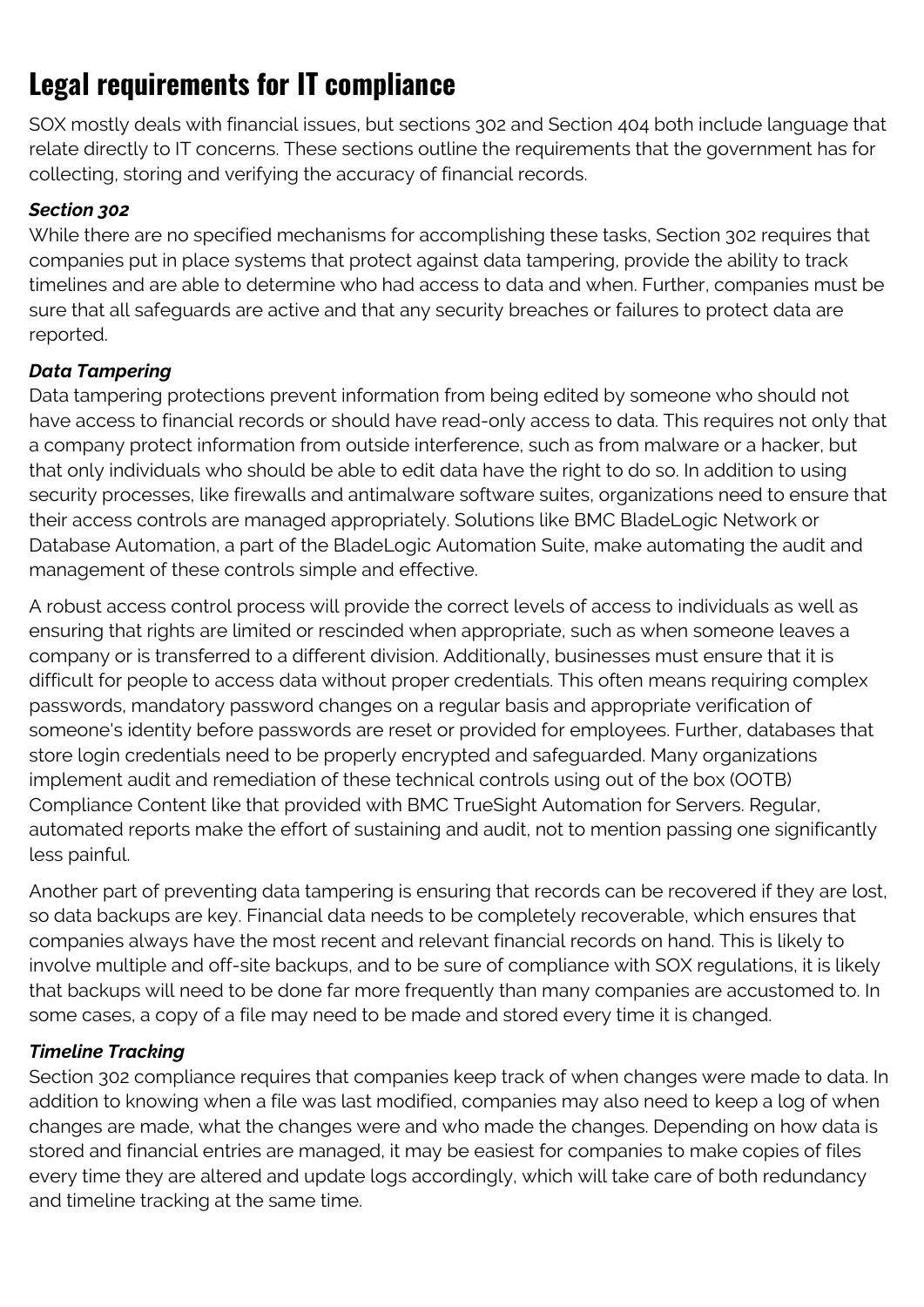## Legal requirements for IT compliance

SOX mostly deals with financial issues, but sections 302 and Section 404 both include language that relate directly to IT concerns. These sections outline the requirements that the government has for collecting, storing and verifying the accuracy of financial records.

### *Section 302*

While there are no specified mechanisms for accomplishing these tasks, Section 302 requires that companies put in place systems that protect against data tampering, provide the ability to track timelines and are able to determine who had access to data and when. Further, companies must be sure that all safeguards are active and that any security breaches or failures to protect data are reported.

### *Data Tampering*

Data tampering protections prevent information from being edited by someone who should not have access to financial records or should have read-only access to data. This requires not only that a company protect information from outside interference, such as from malware or a hacker, but that only individuals who should be able to edit data have the right to do so. In addition to using security processes, like firewalls and antimalware software suites, organizations need to ensure that their access controls are managed appropriately. Solutions like BMC BladeLogic Network or Database Automation, a part of the BladeLogic Automation Suite, make automating the audit and management of these controls simple and effective.

A robust access control process will provide the correct levels of access to individuals as well as ensuring that rights are limited or rescinded when appropriate, such as when someone leaves a company or is transferred to a different division. Additionally, businesses must ensure that it is difficult for people to access data without proper credentials. This often means requiring complex passwords, mandatory password changes on a regular basis and appropriate verification of someone's identity before passwords are reset or provided for employees. Further, databases that store login credentials need to be properly encrypted and safeguarded. Many organizations implement audit and remediation of these technical controls using out of the box (OOTB) Compliance Content like that provided with BMC TrueSight Automation for Servers. Regular, automated reports make the effort of sustaining and audit, not to mention passing one significantly less painful.

Another part of preventing data tampering is ensuring that records can be recovered if they are lost, so data backups are key. Financial data needs to be completely recoverable, which ensures that companies always have the most recent and relevant financial records on hand. This is likely to involve multiple and off-site backups, and to be sure of compliance with SOX regulations, it is likely that backups will need to be done far more frequently than many companies are accustomed to. In some cases, a copy of a file may need to be made and stored every time it is changed.

### *Timeline Tracking*

Section 302 compliance requires that companies keep track of when changes were made to data. In addition to knowing when a file was last modified, companies may also need to keep a log of when changes are made, what the changes were and who made the changes. Depending on how data is stored and financial entries are managed, it may be easiest for companies to make copies of files every time they are altered and update logs accordingly, which will take care of both redundancy and timeline tracking at the same time.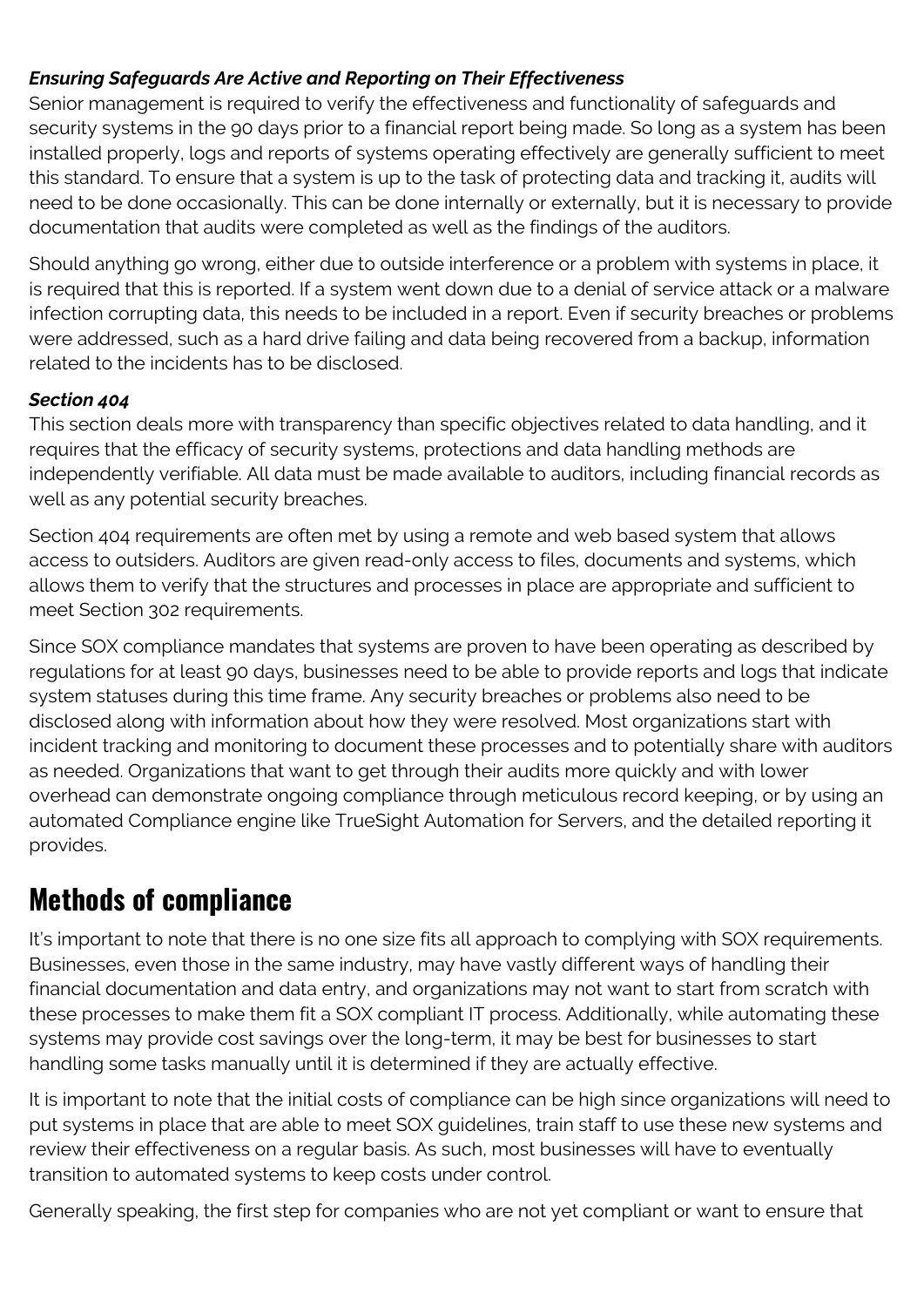***Ensuring Safeguards Are Active and Reporting on Their Effectiveness***

Senior management is required to verify the effectiveness and functionality of safeguards and security systems in the 90 days prior to a financial report being made. So long as a system has been installed properly, logs and reports of systems operating effectively are generally sufficient to meet this standard. To ensure that a system is up to the task of protecting data and tracking it, audits will need to be done occasionally. This can be done internally or externally, but it is necessary to provide documentation that audits were completed as well as the findings of the auditors.

Should anything go wrong, either due to outside interference or a problem with systems in place, it is required that this is reported. If a system went down due to a denial of service attack or a malware infection corrupting data, this needs to be included in a report. Even if security breaches or problems were addressed, such as a hard drive failing and data being recovered from a backup, information related to the incidents has to be disclosed.

***Section 404***

This section deals more with transparency than specific objectives related to data handling, and it requires that the efficacy of security systems, protections and data handling methods are independently verifiable. All data must be made available to auditors, including financial records as well as any potential security breaches.

Section 404 requirements are often met by using a remote and web based system that allows access to outsiders. Auditors are given read-only access to files, documents and systems, which allows them to verify that the structures and processes in place are appropriate and sufficient to meet Section 302 requirements.

Since SOX compliance mandates that systems are proven to have been operating as described by regulations for at least 90 days, businesses need to be able to provide reports and logs that indicate system statuses during this time frame. Any security breaches or problems also need to be disclosed along with information about how they were resolved. Most organizations start with incident tracking and monitoring to document these processes and to potentially share with auditors as needed. Organizations that want to get through their audits more quickly and with lower overhead can demonstrate ongoing compliance through meticulous record keeping, or by using an automated Compliance engine like TrueSight Automation for Servers, and the detailed reporting it provides.

## Methods of compliance

It's important to note that there is no one size fits all approach to complying with SOX requirements. Businesses, even those in the same industry, may have vastly different ways of handling their financial documentation and data entry, and organizations may not want to start from scratch with these processes to make them fit a SOX compliant IT process. Additionally, while automating these systems may provide cost savings over the long-term, it may be best for businesses to start handling some tasks manually until it is determined if they are actually effective.

It is important to note that the initial costs of compliance can be high since organizations will need to put systems in place that are able to meet SOX guidelines, train staff to use these new systems and review their effectiveness on a regular basis. As such, most businesses will have to eventually transition to automated systems to keep costs under control.

Generally speaking, the first step for companies who are not yet compliant or want to ensure that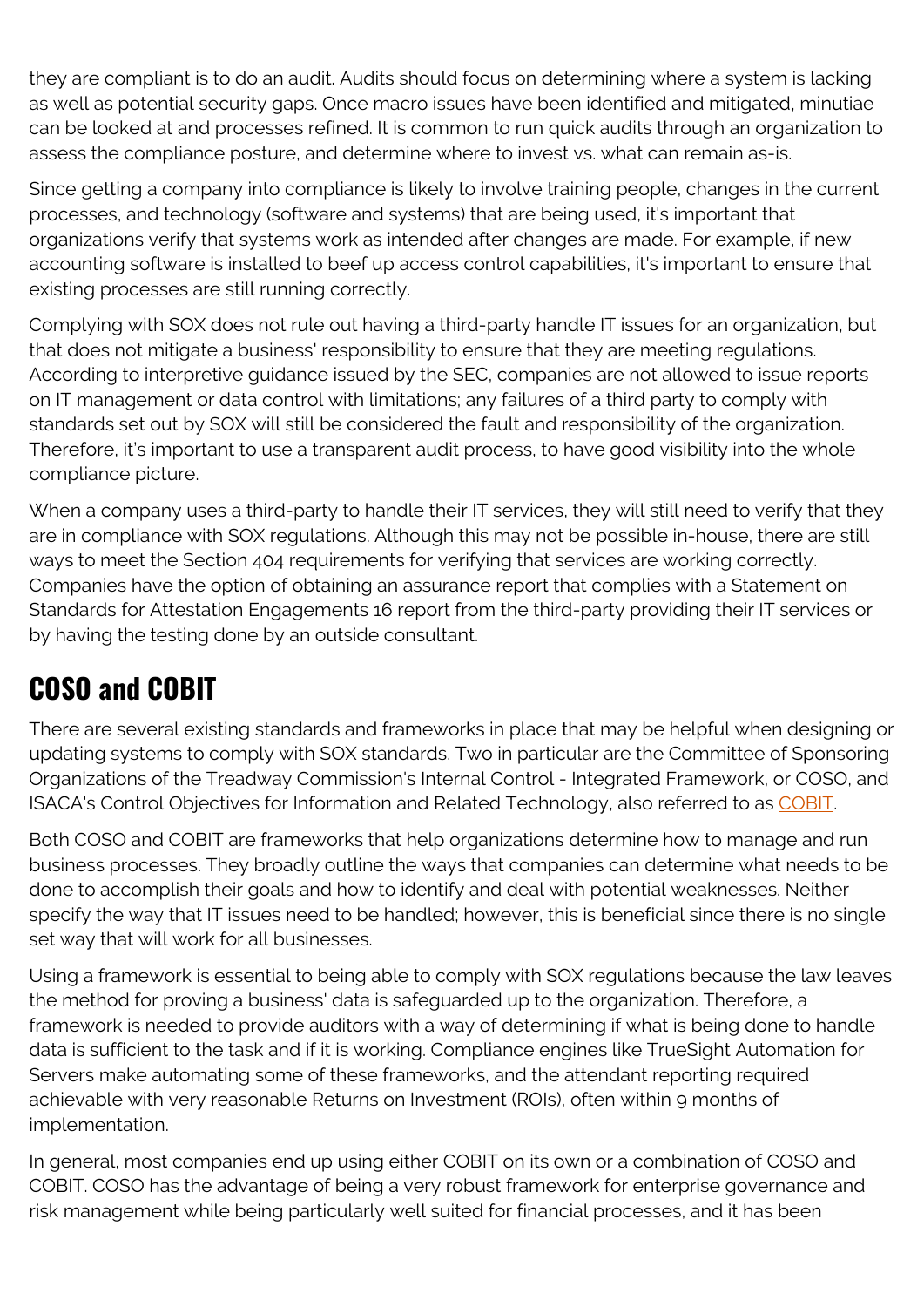they are compliant is to do an audit. Audits should focus on determining where a system is lacking as well as potential security gaps. Once macro issues have been identified and mitigated, minutiae can be looked at and processes refined. It is common to run quick audits through an organization to assess the compliance posture, and determine where to invest vs. what can remain as-is.

Since getting a company into compliance is likely to involve training people, changes in the current processes, and technology (software and systems) that are being used, it's important that organizations verify that systems work as intended after changes are made. For example, if new accounting software is installed to beef up access control capabilities, it's important to ensure that existing processes are still running correctly.

Complying with SOX does not rule out having a third-party handle IT issues for an organization, but that does not mitigate a business' responsibility to ensure that they are meeting regulations. According to interpretive guidance issued by the SEC, companies are not allowed to issue reports on IT management or data control with limitations; any failures of a third party to comply with standards set out by SOX will still be considered the fault and responsibility of the organization. Therefore, it's important to use a transparent audit process, to have good visibility into the whole compliance picture.

When a company uses a third-party to handle their IT services, they will still need to verify that they are in compliance with SOX regulations. Although this may not be possible in-house, there are still ways to meet the Section 404 requirements for verifying that services are working correctly. Companies have the option of obtaining an assurance report that complies with a Statement on Standards for Attestation Engagements 16 report from the third-party providing their IT services or by having the testing done by an outside consultant.

## COSO and COBIT

There are several existing standards and frameworks in place that may be helpful when designing or updating systems to comply with SOX standards. Two in particular are the Committee of Sponsoring Organizations of the Treadway Commission's Internal Control - Integrated Framework, or COSO, and ISACA's Control Objectives for Information and Related Technology, also referred to as COBIT.

Both COSO and COBIT are frameworks that help organizations determine how to manage and run business processes. They broadly outline the ways that companies can determine what needs to be done to accomplish their goals and how to identify and deal with potential weaknesses. Neither specify the way that IT issues need to be handled; however, this is beneficial since there is no single set way that will work for all businesses.

Using a framework is essential to being able to comply with SOX regulations because the law leaves the method for proving a business' data is safeguarded up to the organization. Therefore, a framework is needed to provide auditors with a way of determining if what is being done to handle data is sufficient to the task and if it is working. Compliance engines like TrueSight Automation for Servers make automating some of these frameworks, and the attendant reporting required achievable with very reasonable Returns on Investment (ROIs), often within 9 months of implementation.

In general, most companies end up using either COBIT on its own or a combination of COSO and COBIT. COSO has the advantage of being a very robust framework for enterprise governance and risk management while being particularly well suited for financial processes, and it has been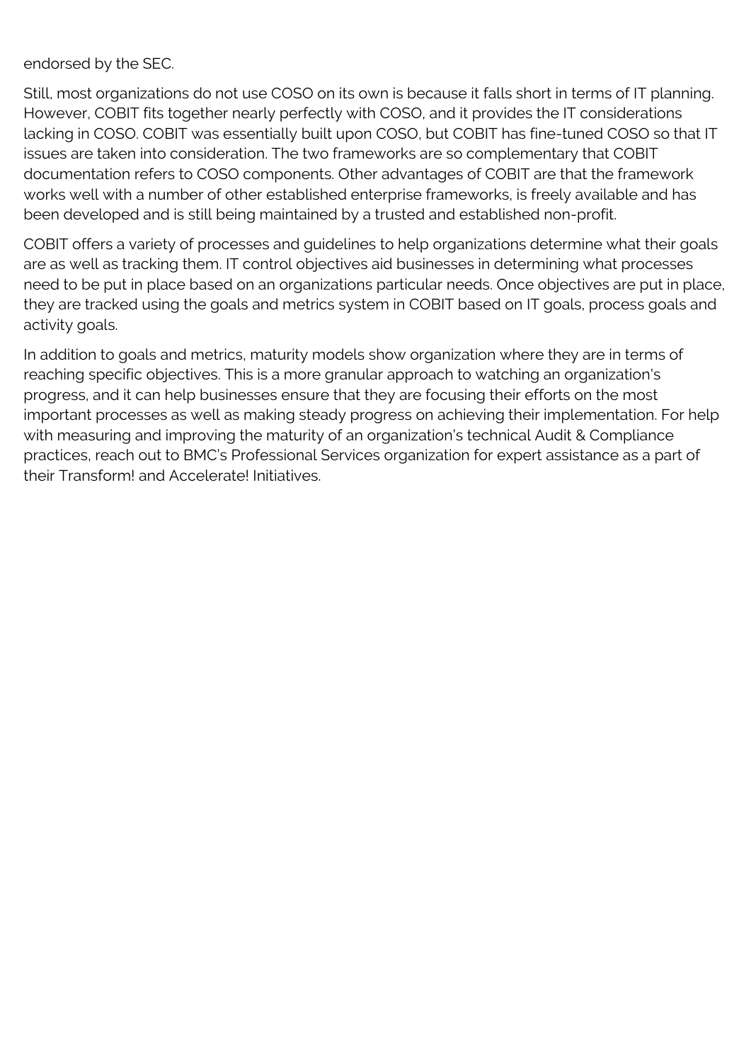endorsed by the SEC.

Still, most organizations do not use COSO on its own is because it falls short in terms of IT planning. However, COBIT fits together nearly perfectly with COSO, and it provides the IT considerations lacking in COSO. COBIT was essentially built upon COSO, but COBIT has fine-tuned COSO so that IT issues are taken into consideration. The two frameworks are so complementary that COBIT documentation refers to COSO components. Other advantages of COBIT are that the framework works well with a number of other established enterprise frameworks, is freely available and has been developed and is still being maintained by a trusted and established non-profit.

COBIT offers a variety of processes and guidelines to help organizations determine what their goals are as well as tracking them. IT control objectives aid businesses in determining what processes need to be put in place based on an organizations particular needs. Once objectives are put in place, they are tracked using the goals and metrics system in COBIT based on IT goals, process goals and activity goals.

In addition to goals and metrics, maturity models show organization where they are in terms of reaching specific objectives. This is a more granular approach to watching an organization's progress, and it can help businesses ensure that they are focusing their efforts on the most important processes as well as making steady progress on achieving their implementation. For help with measuring and improving the maturity of an organization's technical Audit & Compliance practices, reach out to BMC's Professional Services organization for expert assistance as a part of their Transform! and Accelerate! Initiatives.